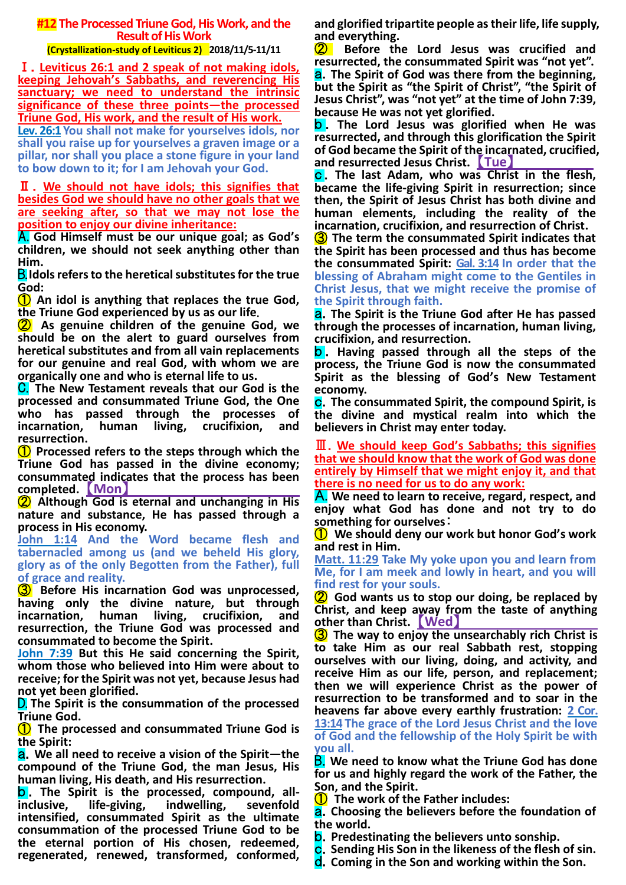# #12 The Processed Triune God, His Work, and the Result of His Work

**(Crystallization-study of Leviticus 2) 2018/11/5-11/11**

## Ⅰ. Leviticus 26:1 and 2 speak of not making idols, keeping Jehovah's Sabbaths, and reverencing His sanctuary; we need to understand the intrinsic significance of these three points—the processed Triune God, His work, and the result of His work.

**Lev. 26:1** You shall not make for yourselves idols, nor shall you raise up for yourselves a graven image or a pillar, nor shall you place a stone figure in your land to bow down to it; for I am Jehovah your God.

## Ⅱ. We should not have idols; this signifies that besides God we should have no other goals that we are seeking after, so that we may not lose the position to enjoy our divine inheritance:

**A.** God Himself must be our unique goal; as God's children, we should not seek anything other than Him.

**B.** Idols refers to the heretical substitutes for the true God:

① An idol is anything that replaces the true God, the Triune God experienced by us as our life.

② As genuine children of the genuine God, we should be on the alert to guard ourselves from heretical substitutes and from all vain replacements for our genuine and real God, with whom we are organically one and who is eternal life to us.

**C.** The New Testament reveals that our God is the processed and consummated Triune God, the One who has passed through the processes of incarnation, human living, crucifixion, and resurrection.

① Processed refers to the steps through which the Triune God has passed in the divine economy; consummated indicates that the process has been completed. 【Mon】

② Although God is eternal and unchanging in His nature and substance, He has passed through a process in His economy.

**John 1:14** And the Word became flesh and tabernacled among us (and we beheld His glory, glory as of the only Begotten from the Father), full of grace and reality.

③ Before His incarnation God was unprocessed, having only the divine nature, but through incarnation, human living, crucifixion, and resurrection, the Triune God was processed and consummated to become the Spirit.

**John 7:39** But this He said concerning the Spirit, whom those who believed into Him were about to receive; for the Spirit was not yet, because Jesus had not yet been glorified.

**D.** The Spirit is the consummation of the processed Triune God.

① The processed and consummated Triune God is the Spirit:

a. We all need to receive a vision of the Spirit—the compound of the Triune God, the man Jesus, His human living, His death, and His resurrection.

b. The Spirit is the processed, compound, all-inclusive, life-giving, indwelling, sevenfold intensified, consummated Spirit as the ultimate consummation of the processed Triune God to be the eternal portion of His chosen, redeemed, regenerated, renewed, transformed, conformed, and glorified tripartite people as their life, life supply, and everything.

② Before the Lord Jesus was crucified and resurrected, the consummated Spirit was "not yet".

a. The Spirit of God was there from the beginning, but the Spirit as "the Spirit of Christ", "the Spirit of Jesus Christ", was "not yet" at the time of John 7:39, because He was not yet glorified.

b. The Lord Jesus was glorified when He was resurrected, and through this glorification the Spirit of God became the Spirit of the incarnated, crucified, and resurrected Jesus Christ. 【Tue】

c. The last Adam, who was Christ in the flesh, became the life-giving Spirit in resurrection; since then, the Spirit of Jesus Christ has both divine and human elements, including the reality of the incarnation, crucifixion, and resurrection of Christ.

③ The term the consummated Spirit indicates that the Spirit has been processed and thus has become the consummated Spirit: **Gal. 3:14** In order that the blessing of Abraham might come to the Gentiles in Christ Jesus, that we might receive the promise of the Spirit through faith.

a. The Spirit is the Triune God after He has passed through the processes of incarnation, human living, crucifixion, and resurrection.

b. Having passed through all the steps of the process, the Triune God is now the consummated Spirit as the blessing of God's New Testament economy.

c. The consummated Spirit, the compound Spirit, is the divine and mystical realm into which the believers in Christ may enter today.

## Ⅲ. We should keep God's Sabbaths; this signifies that we should know that the work of God was done entirely by Himself that we might enjoy it, and that there is no need for us to do any work:

**A.** We need to learn to receive, regard, respect, and enjoy what God has done and not try to do something for ourselves：

① We should deny our work but honor God's work and rest in Him.

**Matt. 11:29** Take My yoke upon you and learn from Me, for I am meek and lowly in heart, and you will find rest for your souls.

② God wants us to stop our doing, be replaced by Christ, and keep away from the taste of anything other than Christ. 【Wed】

③ The way to enjoy the unsearchably rich Christ is to take Him as our real Sabbath rest, stopping ourselves with our living, doing, and activity, and receive Him as our life, person, and replacement; then we will experience Christ as the power of resurrection to be transformed and to soar in the heavens far above every earthly frustration: **2 Cor. 13:14** The grace of the Lord Jesus Christ and the love of God and the fellowship of the Holy Spirit be with you all.

**B.** We need to know what the Triune God has done for us and highly regard the work of the Father, the Son, and the Spirit.

① The work of the Father includes:

a. Choosing the believers before the foundation of the world.

b. Predestinating the believers unto sonship.

c. Sending His Son in the likeness of the flesh of sin.

d. Coming in the Son and working within the Son.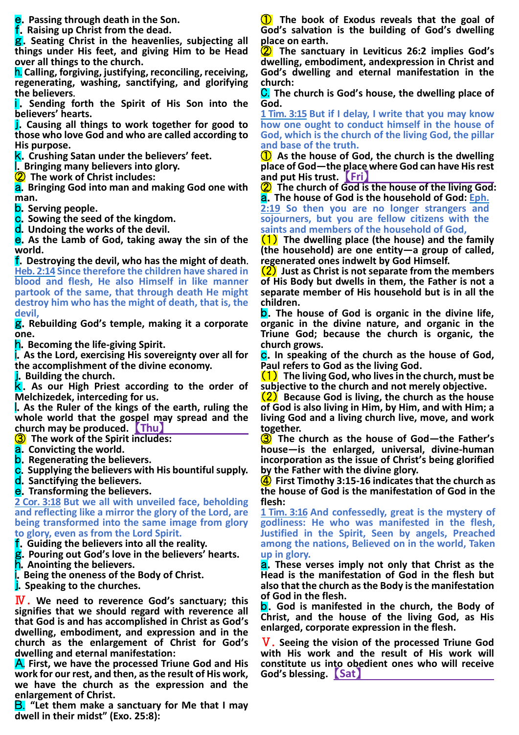e. Passing through death in the Son.
f. Raising up Christ from the dead.
g. Seating Christ in the heavenlies, subjecting all things under His feet, and giving Him to be Head over all things to the church.
h. Calling, forgiving, justifying, reconciling, receiving, regenerating, washing, sanctifying, and glorifying the believers.
i. Sending forth the Spirit of His Son into the believers' hearts.
j. Causing all things to work together for good to those who love God and who are called according to His purpose.
k. Crushing Satan under the believers' feet.
l. Bringing many believers into glory.

② The work of Christ includes:
a. Bringing God into man and making God one with man.
b. Serving people.
c. Sowing the seed of the kingdom.
d. Undoing the works of the devil.
e. As the Lamb of God, taking away the sin of the world.
f. Destroying the devil, who has the might of death.

Heb. 2:14 Since therefore the children have shared in blood and flesh, He also Himself in like manner partook of the same, that through death He might destroy him who has the might of death, that is, the devil,

g. Rebuilding God's temple, making it a corporate one.
h. Becoming the life-giving Spirit.
i. As the Lord, exercising His sovereignty over all for the accomplishment of the divine economy.
j. Building the church.
k. As our High Priest according to the order of Melchizedek, interceding for us.
l. As the Ruler of the kings of the earth, ruling the whole world that the gospel may spread and the church may be produced. 【Thu】

③ The work of the Spirit includes:
a. Convicting the world.
b. Regenerating the believers.
c. Supplying the believers with His bountiful supply.
d. Sanctifying the believers.
e. Transforming the believers.

2 Cor. 3:18 But we all with unveiled face, beholding and reflecting like a mirror the glory of the Lord, are being transformed into the same image from glory to glory, even as from the Lord Spirit.

f. Guiding the believers into all the reality.
g. Pouring out God's love in the believers' hearts.
h. Anointing the believers.
i. Being the oneness of the Body of Christ.
j. Speaking to the churches.

**Ⅳ. We need to reverence God's sanctuary; this signifies that we should regard with reverence all that God is and has accomplished in Christ as God's dwelling, embodiment, and expression and in the church as the enlargement of Christ for God's dwelling and eternal manifestation:**

A. First, we have the processed Triune God and His work for our rest, and then, as the result of His work, we have the church as the expression and the enlargement of Christ.

B. "Let them make a sanctuary for Me that I may dwell in their midst" (Exo. 25:8):

① The book of Exodus reveals that the goal of God's salvation is the building of God's dwelling place on earth.

② The sanctuary in Leviticus 26:2 implies God's dwelling, embodiment, andexpression in Christ and God's dwelling and eternal manifestation in the church:

C. The church is God's house, the dwelling place of God.

1 Tim. 3:15 But if I delay, I write that you may know how one ought to conduct himself in the house of God, which is the church of the living God, the pillar and base of the truth.

① As the house of God, the church is the dwelling place of God—the place where God can have His rest and put His trust. 【Fri】

② The church of God is the house of the living God:
a. The house of God is the household of God: Eph. 2:19 So then you are no longer strangers and sojourners, but you are fellow citizens with the saints and members of the household of God,

(1) The dwelling place (the house) and the family (the household) are one entity—a group of called, regenerated ones indwelt by God Himself.

(2) Just as Christ is not separate from the members of His Body but dwells in them, the Father is not a separate member of His household but is in all the children.

b. The house of God is organic in the divine life, organic in the divine nature, and organic in the Triune God; because the church is organic, the church grows.

c. In speaking of the church as the house of God, Paul refers to God as the living God.

(1) The living God, who lives in the church, must be subjective to the church and not merely objective.

(2) Because God is living, the church as the house of God is also living in Him, by Him, and with Him; a living God and a living church live, move, and work together.

③ The church as the house of God—the Father's house—is the enlarged, universal, divine-human incorporation as the issue of Christ's being glorified by the Father with the divine glory.

④ First Timothy 3:15-16 indicates that the church as the house of God is the manifestation of God in the flesh:

1 Tim. 3:16 And confessedly, great is the mystery of godliness: He who was manifested in the flesh, Justified in the Spirit, Seen by angels, Preached among the nations, Believed on in the world, Taken up in glory.

a. These verses imply not only that Christ as the Head is the manifestation of God in the flesh but also that the church as the Body is the manifestation of God in the flesh.

b. God is manifested in the church, the Body of Christ, and the house of the living God, as His enlarged, corporate expression in the flesh.

**Ⅴ. Seeing the vision of the processed Triune God with His work and the result of His work will constitute us into obedient ones who will receive God's blessing.** 【Sat】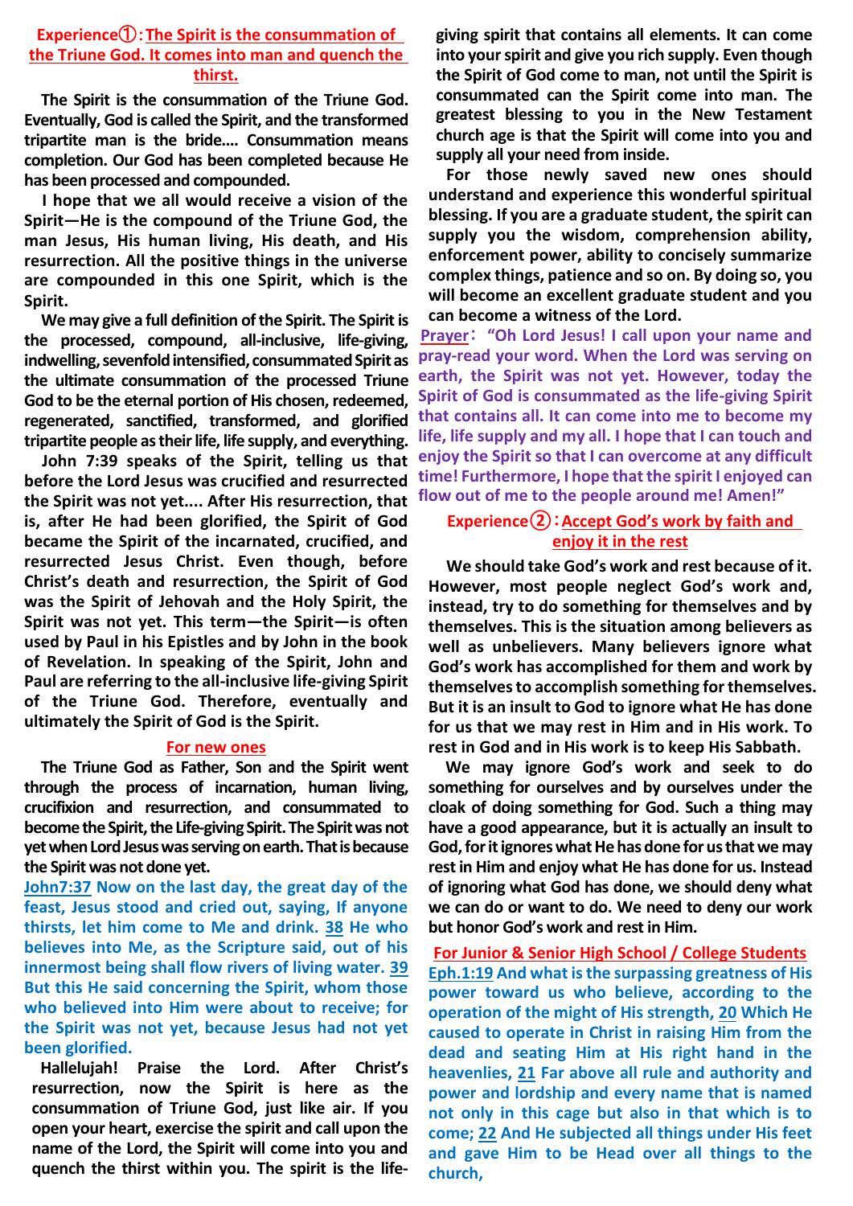## Experience①：The Spirit is the consummation of the Triune God. It comes into man and quench the thirst.

**The Spirit is the consummation of the Triune God. Eventually, God is called the Spirit, and the transformed tripartite man is the bride.... Consummation means completion. Our God has been completed because He has been processed and compounded.**

**I hope that we all would receive a vision of the Spirit—He is the compound of the Triune God, the man Jesus, His human living, His death, and His resurrection. All the positive things in the universe are compounded in this one Spirit, which is the Spirit.**

**We may give a full definition of the Spirit. The Spirit is the processed, compound, all-inclusive, life-giving, indwelling, sevenfold intensified, consummated Spirit as the ultimate consummation of the processed Triune God to be the eternal portion of His chosen, redeemed, regenerated, sanctified, transformed, and glorified tripartite people as their life, life supply, and everything.**

**John 7:39 speaks of the Spirit, telling us that before the Lord Jesus was crucified and resurrected the Spirit was not yet.... After His resurrection, that is, after He had been glorified, the Spirit of God became the Spirit of the incarnated, crucified, and resurrected Jesus Christ. Even though, before Christ's death and resurrection, the Spirit of God was the Spirit of Jehovah and the Holy Spirit, the Spirit was not yet. This term—the Spirit—is often used by Paul in his Epistles and by John in the book of Revelation. In speaking of the Spirit, John and Paul are referring to the all-inclusive life-giving Spirit of the Triune God. Therefore, eventually and ultimately the Spirit of God is the Spirit.**

### For new ones

**The Triune God as Father, Son and the Spirit went through the process of incarnation, human living, crucifixion and resurrection, and consummated to become the Spirit, the Life-giving Spirit. The Spirit was not yet when Lord Jesus was serving on earth. That is because the Spirit was not done yet.**

**John7:37 Now on the last day, the great day of the feast, Jesus stood and cried out, saying, If anyone thirsts, let him come to Me and drink. 38 He who believes into Me, as the Scripture said, out of his innermost being shall flow rivers of living water. 39 But this He said concerning the Spirit, whom those who believed into Him were about to receive; for the Spirit was not yet, because Jesus had not yet been glorified.**

**Hallelujah! Praise the Lord. After Christ's resurrection, now the Spirit is here as the consummation of Triune God, just like air. If you open your heart, exercise the spirit and call upon the name of the Lord, the Spirit will come into you and quench the thirst within you. The spirit is the life-giving spirit that contains all elements. It can come into your spirit and give you rich supply. Even though the Spirit of God come to man, not until the Spirit is consummated can the Spirit come into man. The greatest blessing to you in the New Testament church age is that the Spirit will come into you and supply all your need from inside.**

**For those newly saved new ones should understand and experience this wonderful spiritual blessing. If you are a graduate student, the spirit can supply you the wisdom, comprehension ability, enforcement power, ability to concisely summarize complex things, patience and so on. By doing so, you will become an excellent graduate student and you can become a witness of the Lord.**

**Prayer： "Oh Lord Jesus! I call upon your name and pray-read your word. When the Lord was serving on earth, the Spirit was not yet. However, today the Spirit of God is consummated as the life-giving Spirit that contains all. It can come into me to become my life, life supply and my all. I hope that I can touch and enjoy the Spirit so that I can overcome at any difficult time! Furthermore, I hope that the spirit I enjoyed can flow out of me to the people around me! Amen!"**

## Experience②：Accept God's work by faith and enjoy it in the rest

**We should take God's work and rest because of it. However, most people neglect God's work and, instead, try to do something for themselves and by themselves. This is the situation among believers as well as unbelievers. Many believers ignore what God's work has accomplished for them and work by themselves to accomplish something for themselves. But it is an insult to God to ignore what He has done for us that we may rest in Him and in His work. To rest in God and in His work is to keep His Sabbath.**

**We may ignore God's work and seek to do something for ourselves and by ourselves under the cloak of doing something for God. Such a thing may have a good appearance, but it is actually an insult to God, for it ignores what He has done for us that we may rest in Him and enjoy what He has done for us. Instead of ignoring what God has done, we should deny what we can do or want to do. We need to deny our work but honor God's work and rest in Him.**

### For Junior & Senior High School / College Students

**Eph.1:19 And what is the surpassing greatness of His power toward us who believe, according to the operation of the might of His strength, 20 Which He caused to operate in Christ in raising Him from the dead and seating Him at His right hand in the heavenlies, 21 Far above all rule and authority and power and lordship and every name that is named not only in this cage but also in that which is to come; 22 And He subjected all things under His feet and gave Him to be Head over all things to the church,**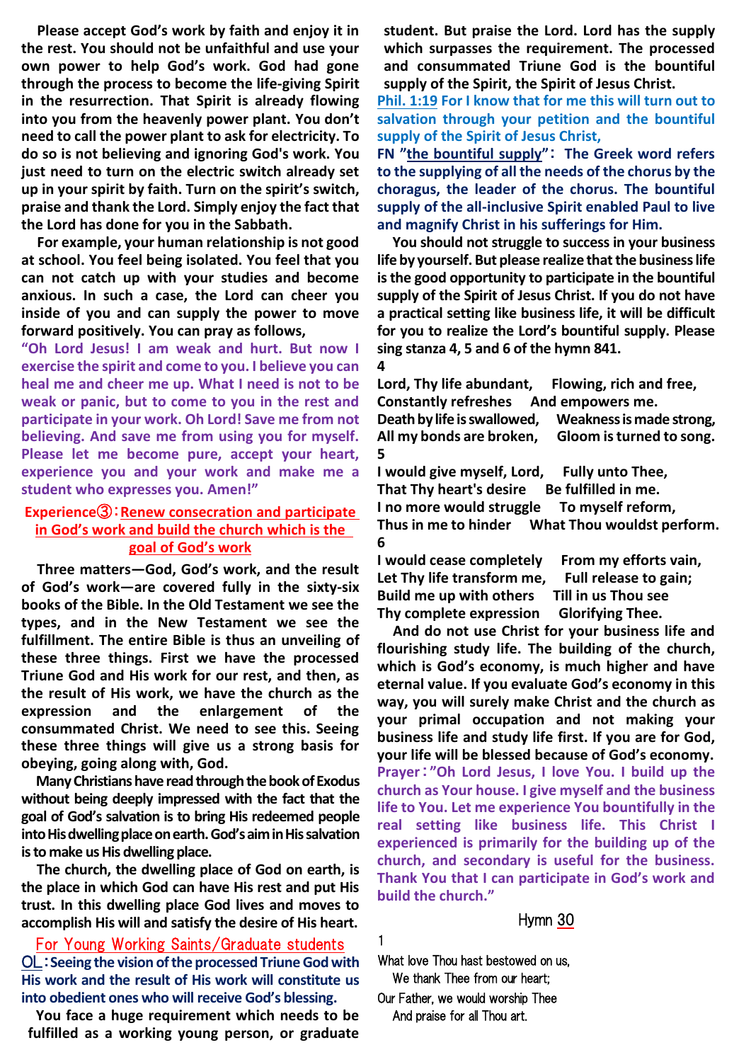**Please accept God's work by faith and enjoy it in the rest. You should not be unfaithful and use your own power to help God's work. God had gone through the process to become the life-giving Spirit in the resurrection. That Spirit is already flowing into you from the heavenly power plant. You don't need to call the power plant to ask for electricity. To do so is not believing and ignoring God's work. You just need to turn on the electric switch already set up in your spirit by faith. Turn on the spirit's switch, praise and thank the Lord. Simply enjoy the fact that the Lord has done for you in the Sabbath.**

**For example, your human relationship is not good at school. You feel being isolated. You feel that you can not catch up with your studies and become anxious. In such a case, the Lord can cheer you inside of you and can supply the power to move forward positively. You can pray as follows,**

**"Oh Lord Jesus! I am weak and hurt. But now I exercise the spirit and come to you. I believe you can heal me and cheer me up. What I need is not to be weak or panic, but to come to you in the rest and participate in your work. Oh Lord! Save me from not believing. And save me from using you for myself. Please let me become pure, accept your heart, experience you and your work and make me a student who expresses you. Amen!"**

## Experience③：Renew consecration and participate in God's work and build the church which is the goal of God's work

**Three matters—God, God's work, and the result of God's work—are covered fully in the sixty-six books of the Bible. In the Old Testament we see the types, and in the New Testament we see the fulfillment. The entire Bible is thus an unveiling of these three things. First we have the processed Triune God and His work for our rest, and then, as the result of His work, we have the church as the expression and the enlargement of the consummated Christ. We need to see this. Seeing these three things will give us a strong basis for obeying, going along with, God.**

**Many Christians have read through the book of Exodus without being deeply impressed with the fact that the goal of God's salvation is to bring His redeemed people into His dwelling place on earth. God's aim in His salvation is to make us His dwelling place.**

**The church, the dwelling place of God on earth, is the place in which God can have His rest and put His trust. In this dwelling place God lives and moves to accomplish His will and satisfy the desire of His heart.**

### For Young Working Saints/Graduate students

**OL：Seeing the vision of the processed Triune God with His work and the result of His work will constitute us into obedient ones who will receive God's blessing.**

**You face a huge requirement which needs to be fulfilled as a working young person, or graduate student. But praise the Lord. Lord has the supply which surpasses the requirement. The processed and consummated Triune God is the bountiful supply of the Spirit, the Spirit of Jesus Christ.**

**Phil. 1:19 For I know that for me this will turn out to salvation through your petition and the bountiful supply of the Spirit of Jesus Christ,**

**FN "the bountiful supply"： The Greek word refers to the supplying of all the needs of the chorus by the choragus, the leader of the chorus. The bountiful supply of the all-inclusive Spirit enabled Paul to live and magnify Christ in his sufferings for Him.**

**You should not struggle to success in your business life by yourself. But please realize that the business life is the good opportunity to participate in the bountiful supply of the Spirit of Jesus Christ. If you do not have a practical setting like business life, it will be difficult for you to realize the Lord's bountiful supply. Please sing stanza 4, 5 and 6 of the hymn 841.**

**4**

**Lord, Thy life abundant, Flowing, rich and free,**
**Constantly refreshes And empowers me.**
**Death by life is swallowed, Weakness is made strong,**
**All my bonds are broken, Gloom is turned to song.**

**5**

**I would give myself, Lord, Fully unto Thee,**
**That Thy heart's desire Be fulfilled in me.**
**I no more would struggle To myself reform,**
**Thus in me to hinder What Thou wouldst perform.**

**6**

**I would cease completely From my efforts vain,**
**Let Thy life transform me, Full release to gain;**
**Build me up with others Till in us Thou see**
**Thy complete expression Glorifying Thee.**

**And do not use Christ for your business life and flourishing study life. The building of the church, which is God's economy, is much higher and have eternal value. If you evaluate God's economy in this way, you will surely make Christ and the church as your primal occupation and not making your business life and study life first. If you are for God, your life will be blessed because of God's economy.**

**Prayer："Oh Lord Jesus, I love You. I build up the church as Your house. I give myself and the business life to You. Let me experience You bountifully in the real setting like business life. This Christ I experienced is primarily for the building up of the church, and secondary is useful for the business. Thank You that I can participate in God's work and build the church."**

### Hymn 30

1

What love Thou hast bestowed on us,
We thank Thee from our heart;
Our Father, we would worship Thee
And praise for all Thou art.